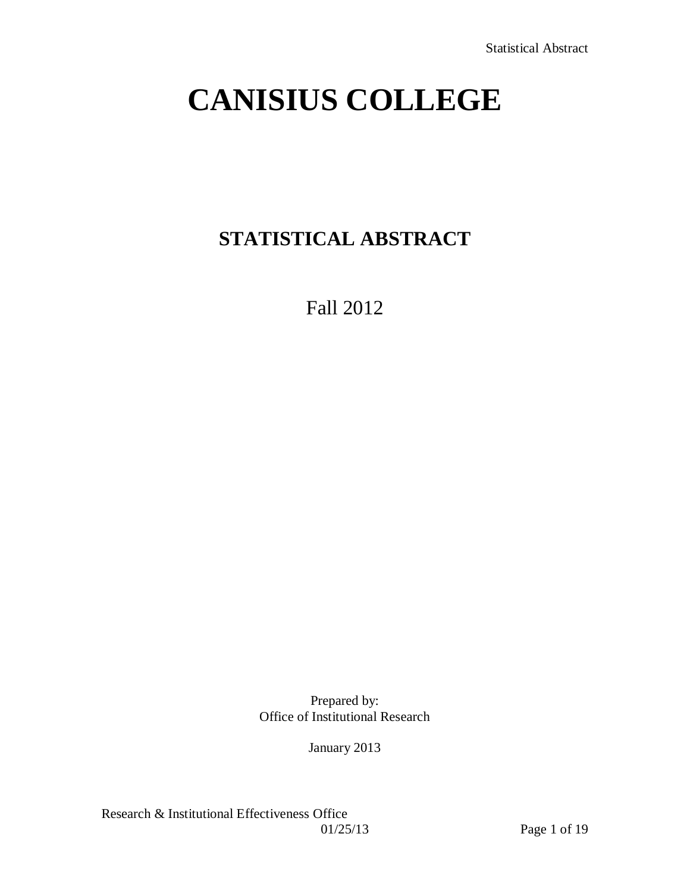# CANISIUS COLLEGE

## STATISTICAL ABSTRACT

Fall 2012

Prepared by:
Office of Institutional Research

January 2013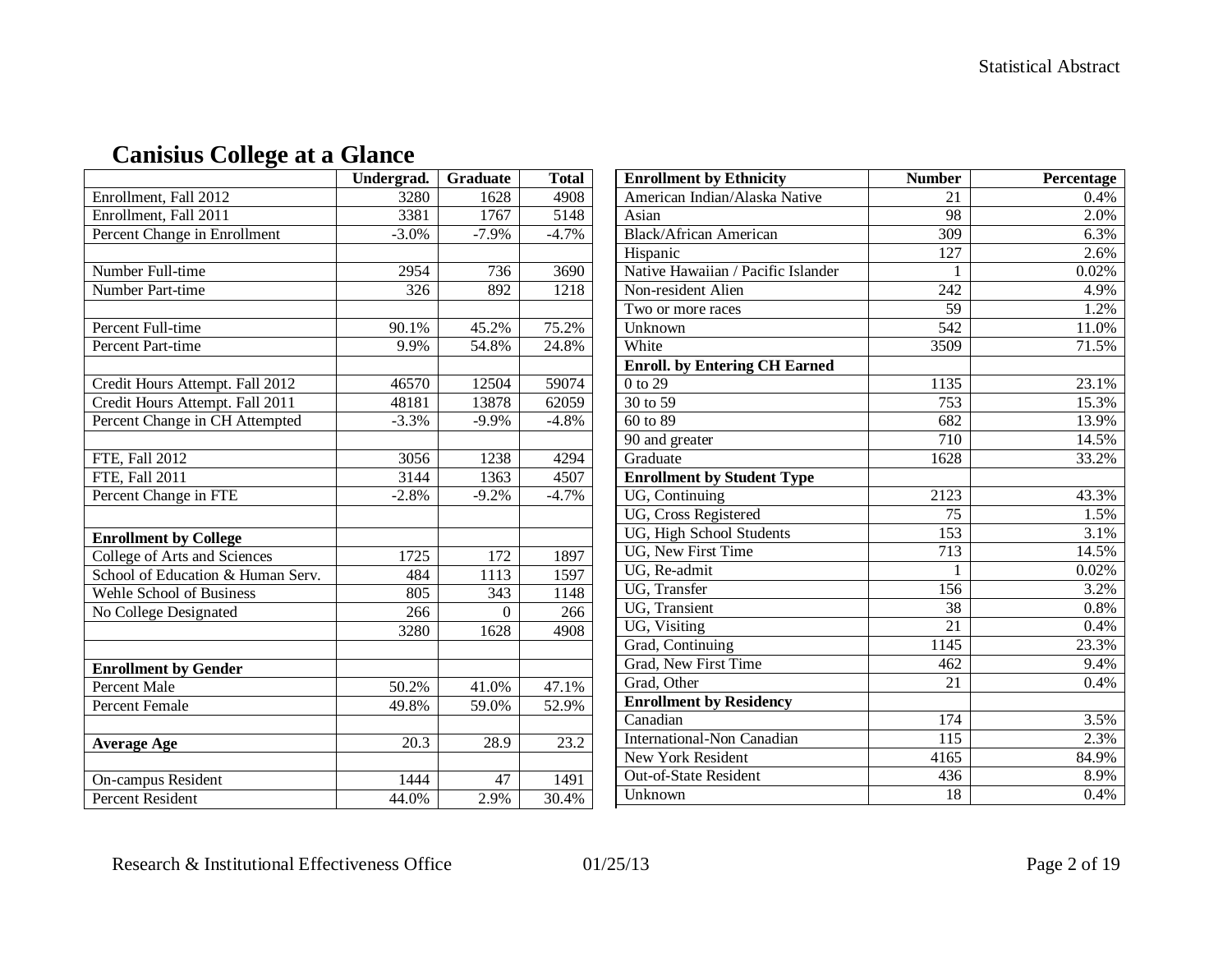# Canisius College at a Glance

| | Undergrad. | Graduate | Total |
|---|---|---|---|
| Enrollment, Fall 2012 | 3280 | 1628 | 4908 |
| Enrollment, Fall 2011 | 3381 | 1767 | 5148 |
| Percent Change in Enrollment | -3.0% | -7.9% | -4.7% |
| | | | |
| Number Full-time | 2954 | 736 | 3690 |
| Number Part-time | 326 | 892 | 1218 |
| | | | |
| Percent Full-time | 90.1% | 45.2% | 75.2% |
| Percent Part-time | 9.9% | 54.8% | 24.8% |
| | | | |
| Credit Hours Attempt. Fall 2012 | 46570 | 12504 | 59074 |
| Credit Hours Attempt. Fall 2011 | 48181 | 13878 | 62059 |
| Percent Change in CH Attempted | -3.3% | -9.9% | -4.8% |
| | | | |
| FTE, Fall 2012 | 3056 | 1238 | 4294 |
| FTE, Fall 2011 | 3144 | 1363 | 4507 |
| Percent Change in FTE | -2.8% | -9.2% | -4.7% |
| | | | |
| **Enrollment by College** | | | |
| College of Arts and Sciences | 1725 | 172 | 1897 |
| School of Education & Human Serv. | 484 | 1113 | 1597 |
| Wehle School of Business | 805 | 343 | 1148 |
| No College Designated | 266 | 0 | 266 |
| | 3280 | 1628 | 4908 |
| | | | |
| **Enrollment by Gender** | | | |
| Percent Male | 50.2% | 41.0% | 47.1% |
| Percent Female | 49.8% | 59.0% | 52.9% |
| | | | |
| **Average Age** | 20.3 | 28.9 | 23.2 |
| | | | |
| On-campus Resident | 1444 | 47 | 1491 |
| Percent Resident | 44.0% | 2.9% | 30.4% |

| Enrollment by Ethnicity | Number | Percentage |
|---|---|---|
| American Indian/Alaska Native | 21 | 0.4% |
| Asian | 98 | 2.0% |
| Black/African American | 309 | 6.3% |
| Hispanic | 127 | 2.6% |
| Native Hawaiian / Pacific Islander | 1 | 0.02% |
| Non-resident Alien | 242 | 4.9% |
| Two or more races | 59 | 1.2% |
| Unknown | 542 | 11.0% |
| White | 3509 | 71.5% |
| **Enroll. by Entering CH Earned** | | |
| 0 to 29 | 1135 | 23.1% |
| 30 to 59 | 753 | 15.3% |
| 60 to 89 | 682 | 13.9% |
| 90 and greater | 710 | 14.5% |
| Graduate | 1628 | 33.2% |
| **Enrollment by Student Type** | | |
| UG, Continuing | 2123 | 43.3% |
| UG, Cross Registered | 75 | 1.5% |
| UG, High School Students | 153 | 3.1% |
| UG, New First Time | 713 | 14.5% |
| UG, Re-admit | 1 | 0.02% |
| UG, Transfer | 156 | 3.2% |
| UG, Transient | 38 | 0.8% |
| UG, Visiting | 21 | 0.4% |
| Grad, Continuing | 1145 | 23.3% |
| Grad, New First Time | 462 | 9.4% |
| Grad, Other | 21 | 0.4% |
| **Enrollment by Residency** | | |
| Canadian | 174 | 3.5% |
| International-Non Canadian | 115 | 2.3% |
| New York Resident | 4165 | 84.9% |
| Out-of-State Resident | 436 | 8.9% |
| Unknown | 18 | 0.4% |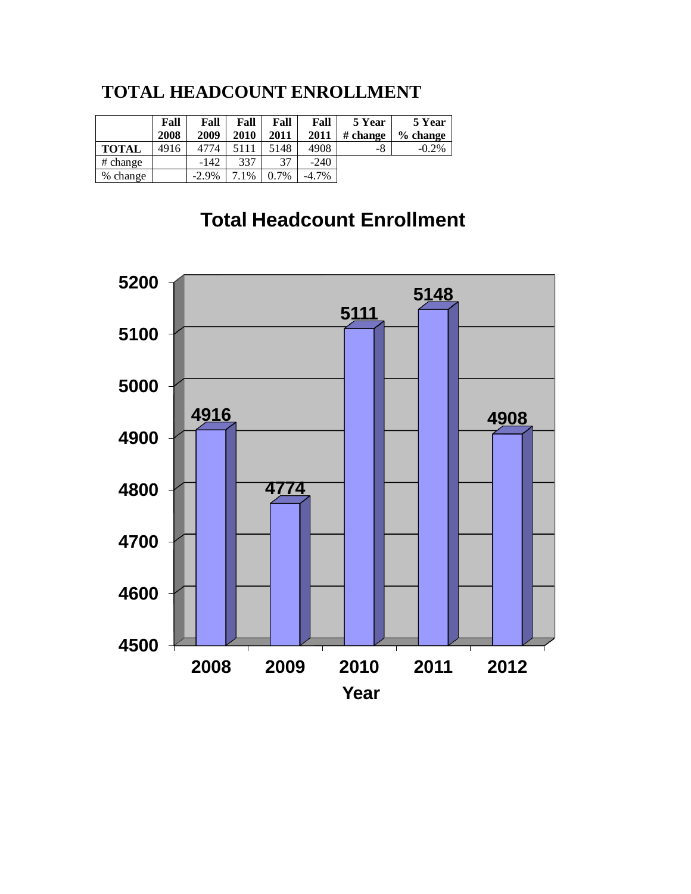# TOTAL HEADCOUNT ENROLLMENT

| | Fall 2008 | Fall 2009 | Fall 2010 | Fall 2011 | Fall 2011 | 5 Year # change | 5 Year % change |
|---|---|---|---|---|---|---|---|
| **TOTAL** | 4916 | 4774 | 5111 | 5148 | 4908 | -8 | -0.2% |
| # change | | -142 | 337 | 37 | -240 | | |
| % change | | -2.9% | 7.1% | 0.7% | -4.7% | | |

## Total Headcount Enrollment

| Year | Enrollment |
|---|---|
| 2008 | 4916 |
| 2009 | 4774 |
| 2010 | 5111 |
| 2011 | 5148 |
| 2012 | 4908 |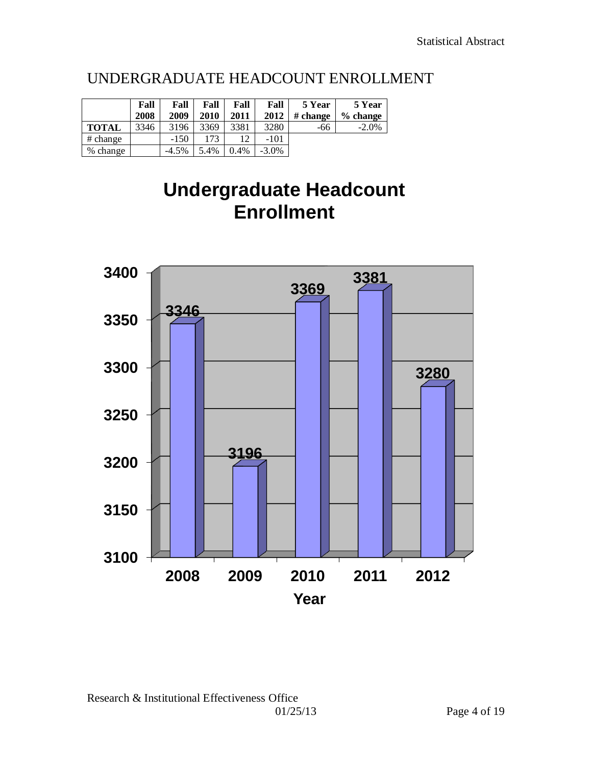# UNDERGRADUATE HEADCOUNT ENROLLMENT

| | Fall 2008 | Fall 2009 | Fall 2010 | Fall 2011 | Fall 2012 | 5 Year # change | 5 Year % change |
|---|---|---|---|---|---|---|---|
| **TOTAL** | 3346 | 3196 | 3369 | 3381 | 3280 | -66 | -2.0% |
| # change | | -150 | 173 | 12 | -101 | | |
| % change | | -4.5% | 5.4% | 0.4% | -3.0% | | |

## Undergraduate Headcount Enrollment

| Year | Enrollment |
|---|---|
| 2008 | 3346 |
| 2009 | 3196 |
| 2010 | 3369 |
| 2011 | 3381 |
| 2012 | 3280 |

Research & Institutional Effectiveness Office

01/25/13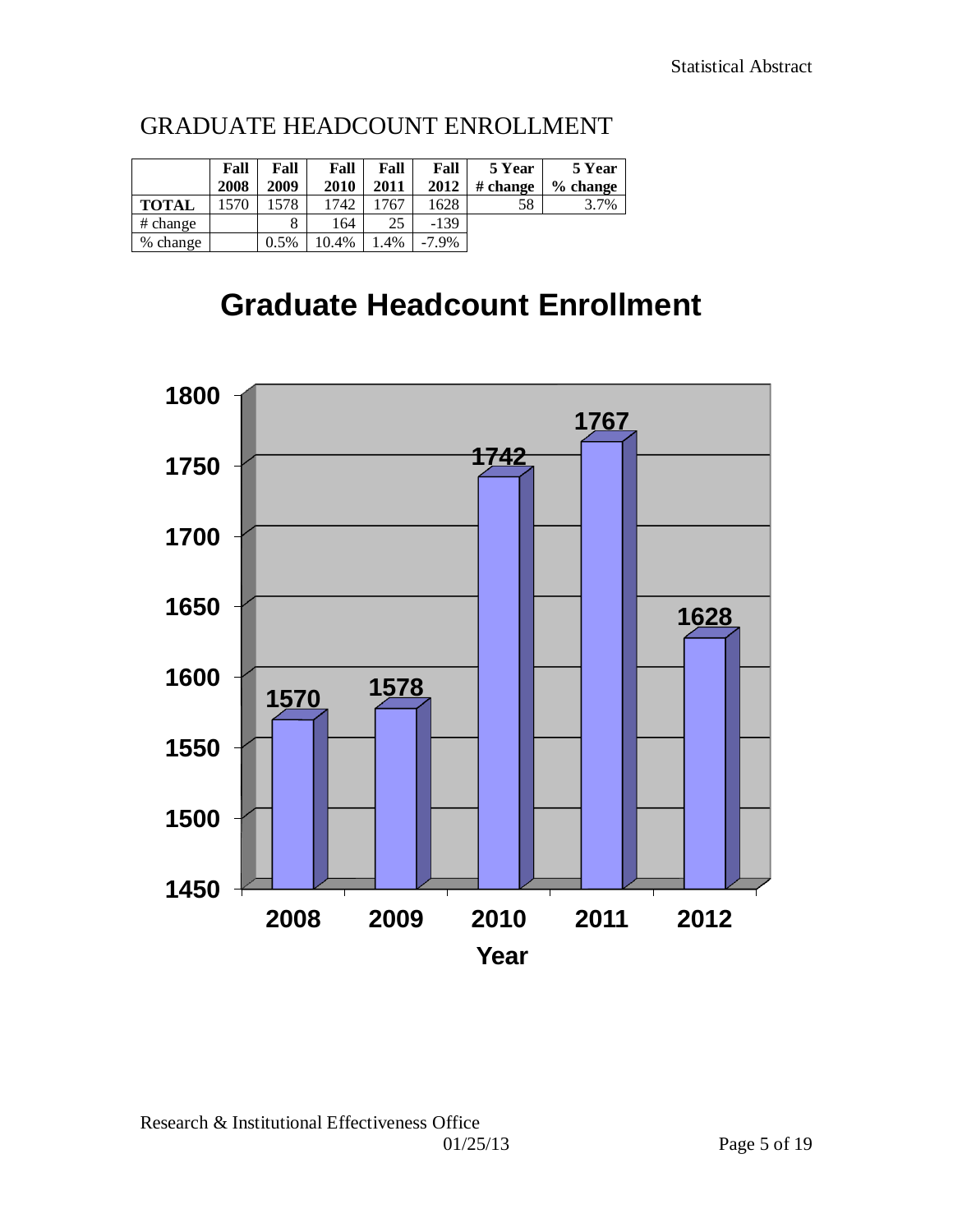# GRADUATE HEADCOUNT ENROLLMENT

| | Fall 2008 | Fall 2009 | Fall 2010 | Fall 2011 | Fall 2012 | 5 Year # change | 5 Year % change |
|---|---|---|---|---|---|---|---|
| **TOTAL** | 1570 | 1578 | 1742 | 1767 | 1628 | 58 | 3.7% |
| # change | | 8 | 164 | 25 | -139 | | |
| % change | | 0.5% | 10.4% | 1.4% | -7.9% | | |

## Graduate Headcount Enrollment

| Year | Enrollment |
|---|---|
| 2008 | 1570 |
| 2009 | 1578 |
| 2010 | 1742 |
| 2011 | 1767 |
| 2012 | 1628 |

Research & Institutional Effectiveness Office
01/25/13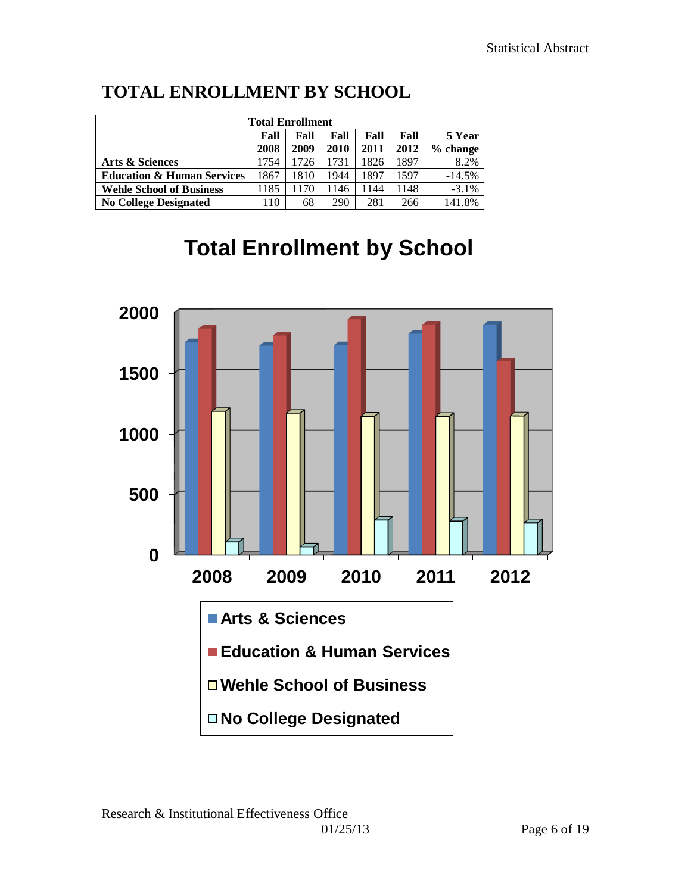# TOTAL ENROLLMENT BY SCHOOL

| Total Enrollment | | | | | | |
|---|---|---|---|---|---|---|
| | Fall 2008 | Fall 2009 | Fall 2010 | Fall 2011 | Fall 2012 | 5 Year % change |
| **Arts & Sciences** | 1754 | 1726 | 1731 | 1826 | 1897 | 8.2% |
| **Education & Human Services** | 1867 | 1810 | 1944 | 1897 | 1597 | -14.5% |
| **Wehle School of Business** | 1185 | 1170 | 1146 | 1144 | 1148 | -3.1% |
| **No College Designated** | 110 | 68 | 290 | 281 | 266 | 141.8% |

## Total Enrollment by School

Y-axis: 0 to 2000. X-axis: 2008, 2009, 2010, 2011, 2012.

Legend:
- Arts & Sciences
- Education & Human Services
- Wehle School of Business
- No College Designated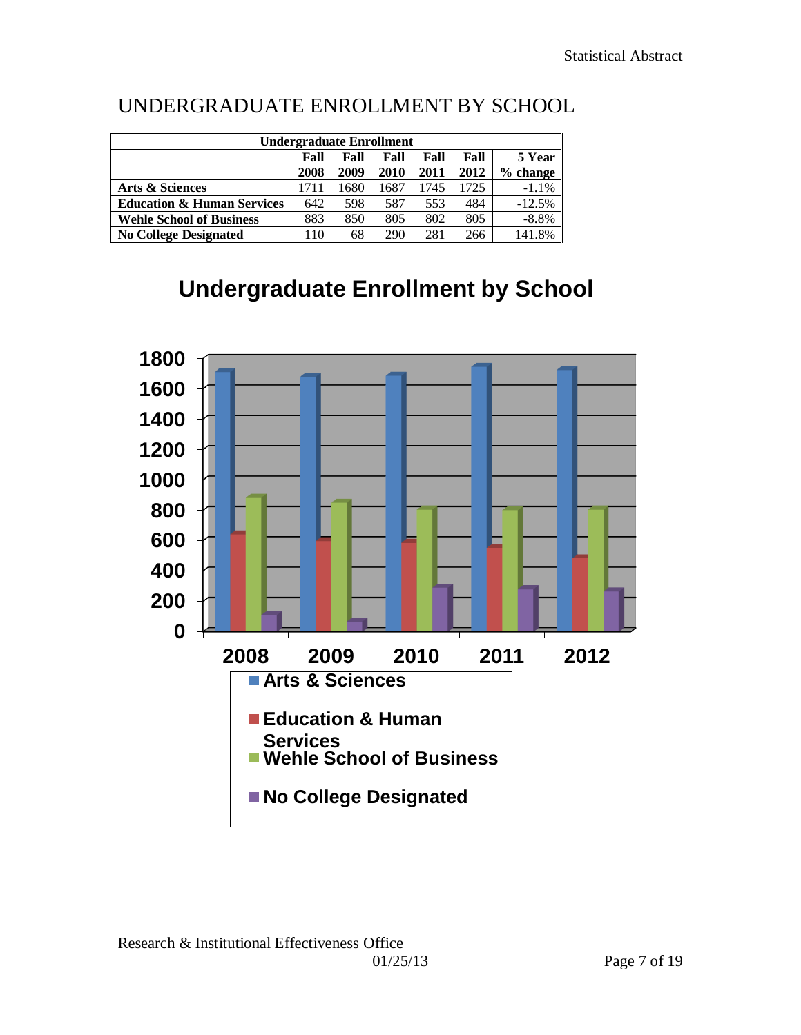# UNDERGRADUATE ENROLLMENT BY SCHOOL

| Undergraduate Enrollment | | | | | | |
|---|---|---|---|---|---|---|
| | Fall 2008 | Fall 2009 | Fall 2010 | Fall 2011 | Fall 2012 | 5 Year % change |
| **Arts & Sciences** | 1711 | 1680 | 1687 | 1745 | 1725 | -1.1% |
| **Education & Human Services** | 642 | 598 | 587 | 553 | 484 | -12.5% |
| **Wehle School of Business** | 883 | 850 | 805 | 802 | 805 | -8.8% |
| **No College Designated** | 110 | 68 | 290 | 281 | 266 | 141.8% |

## Undergraduate Enrollment by School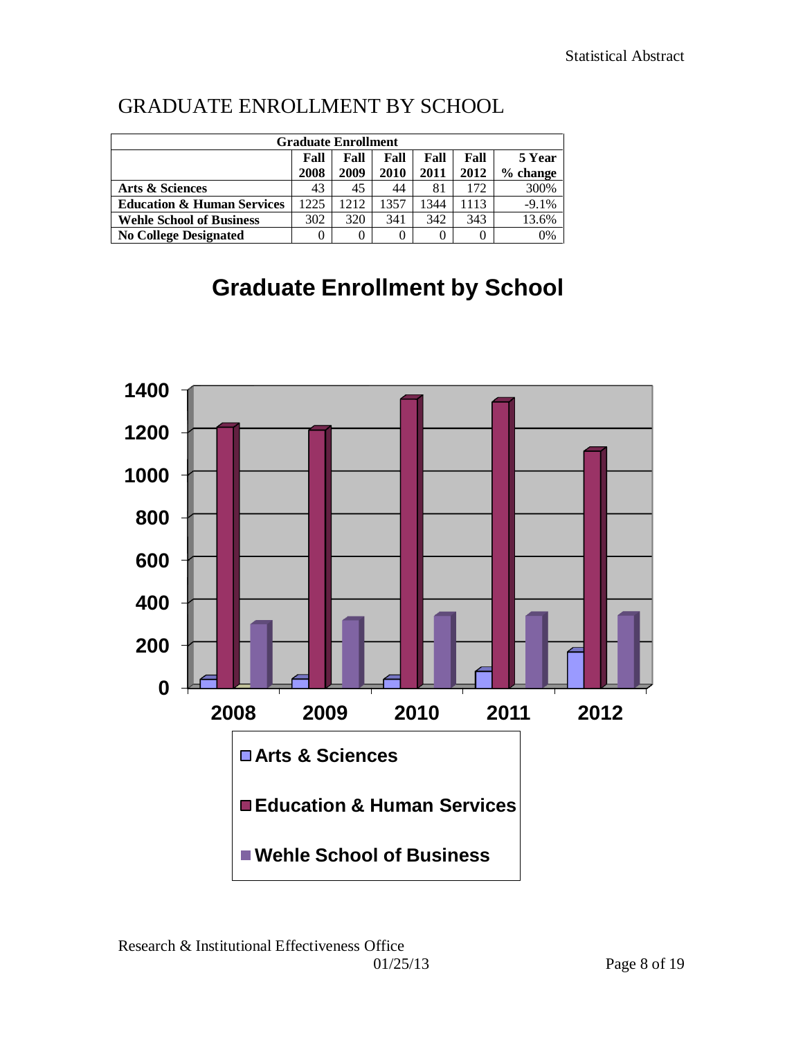# GRADUATE ENROLLMENT BY SCHOOL

| Graduate Enrollment | | | | | | |
|---|---|---|---|---|---|---|
| | Fall 2008 | Fall 2009 | Fall 2010 | Fall 2011 | Fall 2012 | 5 Year % change |
| **Arts & Sciences** | 43 | 45 | 44 | 81 | 172 | 300% |
| **Education & Human Services** | 1225 | 1212 | 1357 | 1344 | 1113 | -9.1% |
| **Wehle School of Business** | 302 | 320 | 341 | 342 | 343 | 13.6% |
| **No College Designated** | 0 | 0 | 0 | 0 | 0 | 0% |

## Graduate Enrollment by School

1400
1200
1000
800
600
400
200
0

2008 2009 2010 2011 2012

Arts & Sciences
Education & Human Services
Wehle School of Business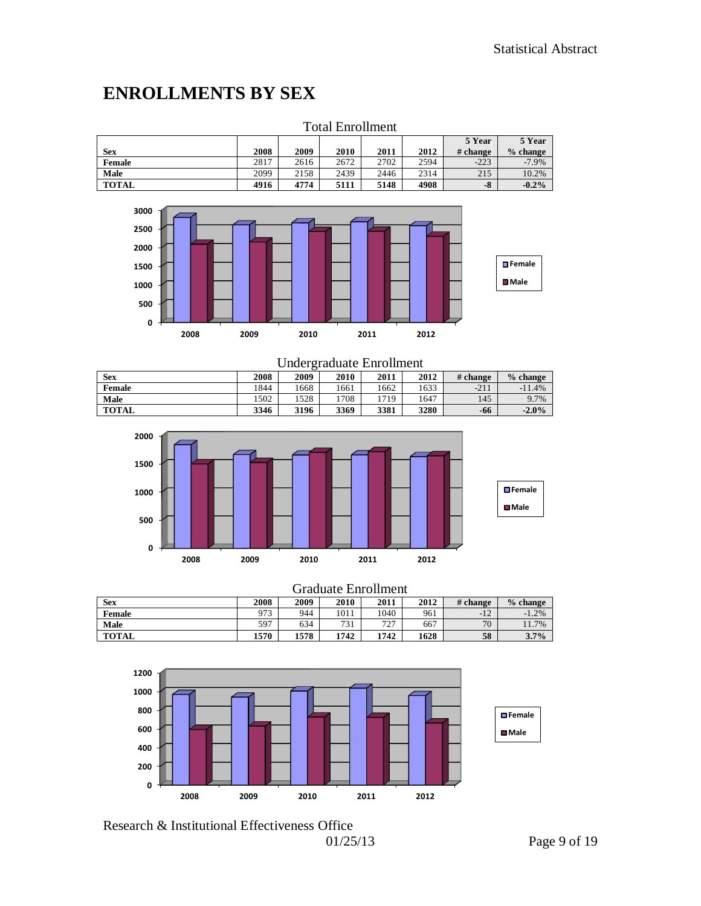# ENROLLMENTS BY SEX

Total Enrollment

| Sex | 2008 | 2009 | 2010 | 2011 | 2012 | 5 Year # change | 5 Year % change |
|---|---|---|---|---|---|---|---|
| Female | 2817 | 2616 | 2672 | 2702 | 2594 | -223 | -7.9% |
| Male | 2099 | 2158 | 2439 | 2446 | 2314 | 215 | 10.2% |
| **TOTAL** | **4916** | **4774** | **5111** | **5148** | **4908** | **-8** | **-0.2%** |

Undergraduate Enrollment

| Sex | 2008 | 2009 | 2010 | 2011 | 2012 | # change | % change |
|---|---|---|---|---|---|---|---|
| Female | 1844 | 1668 | 1661 | 1662 | 1633 | -211 | -11.4% |
| Male | 1502 | 1528 | 1708 | 1719 | 1647 | 145 | 9.7% |
| **TOTAL** | **3346** | **3196** | **3369** | **3381** | **3280** | **-66** | **-2.0%** |

Graduate Enrollment

| Sex | 2008 | 2009 | 2010 | 2011 | 2012 | # change | % change |
|---|---|---|---|---|---|---|---|
| Female | 973 | 944 | 1011 | 1040 | 961 | -12 | -1.2% |
| Male | 597 | 634 | 731 | 727 | 667 | 70 | 11.7% |
| **TOTAL** | **1570** | **1578** | **1742** | **1742** | **1628** | **58** | **3.7%** |

Research & Institutional Effectiveness Office
01/25/13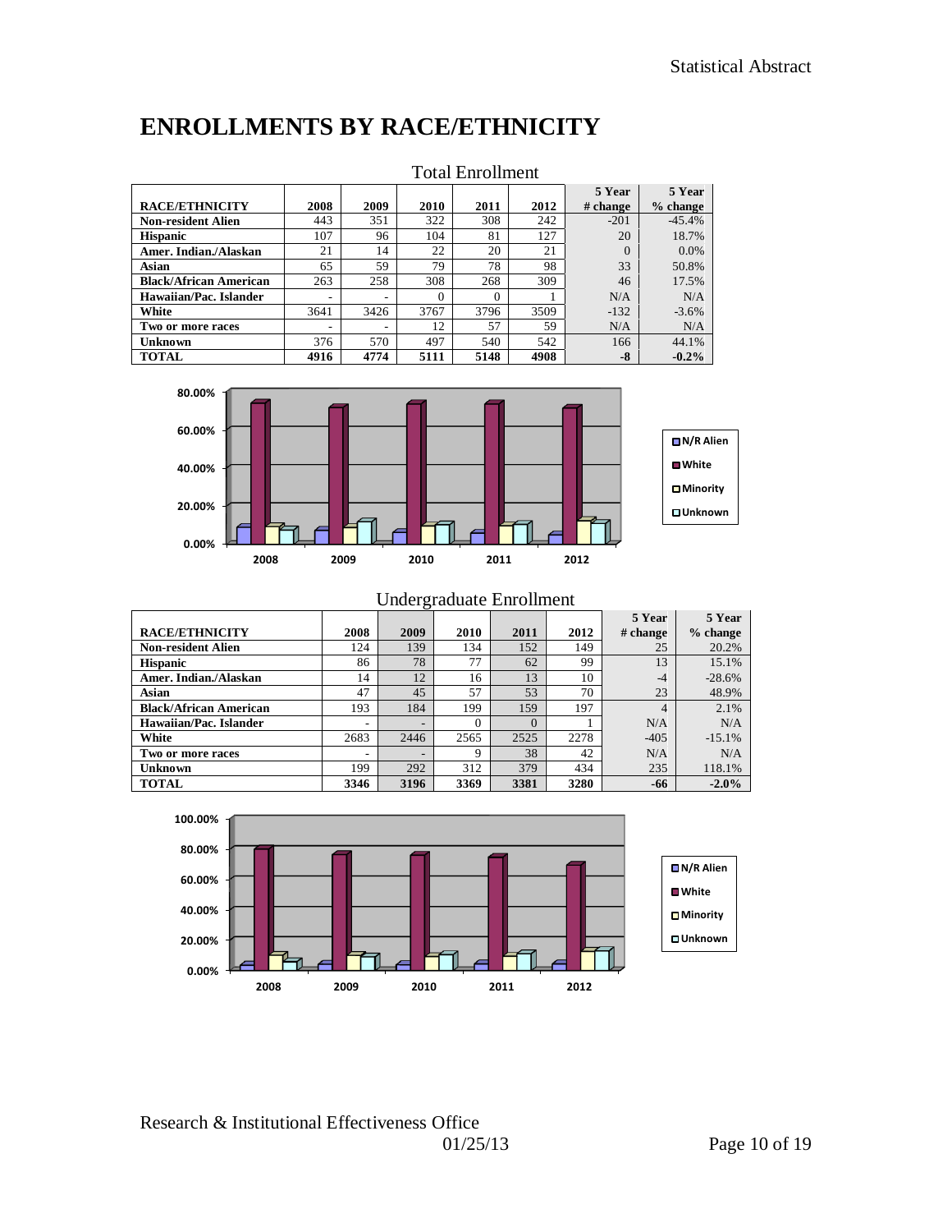# ENROLLMENTS BY RACE/ETHNICITY

Total Enrollment

| RACE/ETHNICITY | 2008 | 2009 | 2010 | 2011 | 2012 | 5 Year # change | 5 Year % change |
|---|---|---|---|---|---|---|---|
| Non-resident Alien | 443 | 351 | 322 | 308 | 242 | -201 | -45.4% |
| Hispanic | 107 | 96 | 104 | 81 | 127 | 20 | 18.7% |
| Amer. Indian./Alaskan | 21 | 14 | 22 | 20 | 21 | 0 | 0.0% |
| Asian | 65 | 59 | 79 | 78 | 98 | 33 | 50.8% |
| Black/African American | 263 | 258 | 308 | 268 | 309 | 46 | 17.5% |
| Hawaiian/Pac. Islander | - | - | 0 | 0 | 1 | N/A | N/A |
| White | 3641 | 3426 | 3767 | 3796 | 3509 | -132 | -3.6% |
| Two or more races | - | - | 12 | 57 | 59 | N/A | N/A |
| Unknown | 376 | 570 | 497 | 540 | 542 | 166 | 44.1% |
| **TOTAL** | **4916** | **4774** | **5111** | **5148** | **4908** | **-8** | **-0.2%** |

Undergraduate Enrollment

| RACE/ETHNICITY | 2008 | 2009 | 2010 | 2011 | 2012 | 5 Year # change | 5 Year % change |
|---|---|---|---|---|---|---|---|
| Non-resident Alien | 124 | 139 | 134 | 152 | 149 | 25 | 20.2% |
| Hispanic | 86 | 78 | 77 | 62 | 99 | 13 | 15.1% |
| Amer. Indian./Alaskan | 14 | 12 | 16 | 13 | 10 | -4 | -28.6% |
| Asian | 47 | 45 | 57 | 53 | 70 | 23 | 48.9% |
| Black/African American | 193 | 184 | 199 | 159 | 197 | 4 | 2.1% |
| Hawaiian/Pac. Islander | - | - | 0 | 0 | 1 | N/A | N/A |
| White | 2683 | 2446 | 2565 | 2525 | 2278 | -405 | -15.1% |
| Two or more races | - | - | 9 | 38 | 42 | N/A | N/A |
| Unknown | 199 | 292 | 312 | 379 | 434 | 235 | 118.1% |
| **TOTAL** | **3346** | **3196** | **3369** | **3381** | **3280** | **-66** | **-2.0%** |

Research & Institutional Effectiveness Office
01/25/13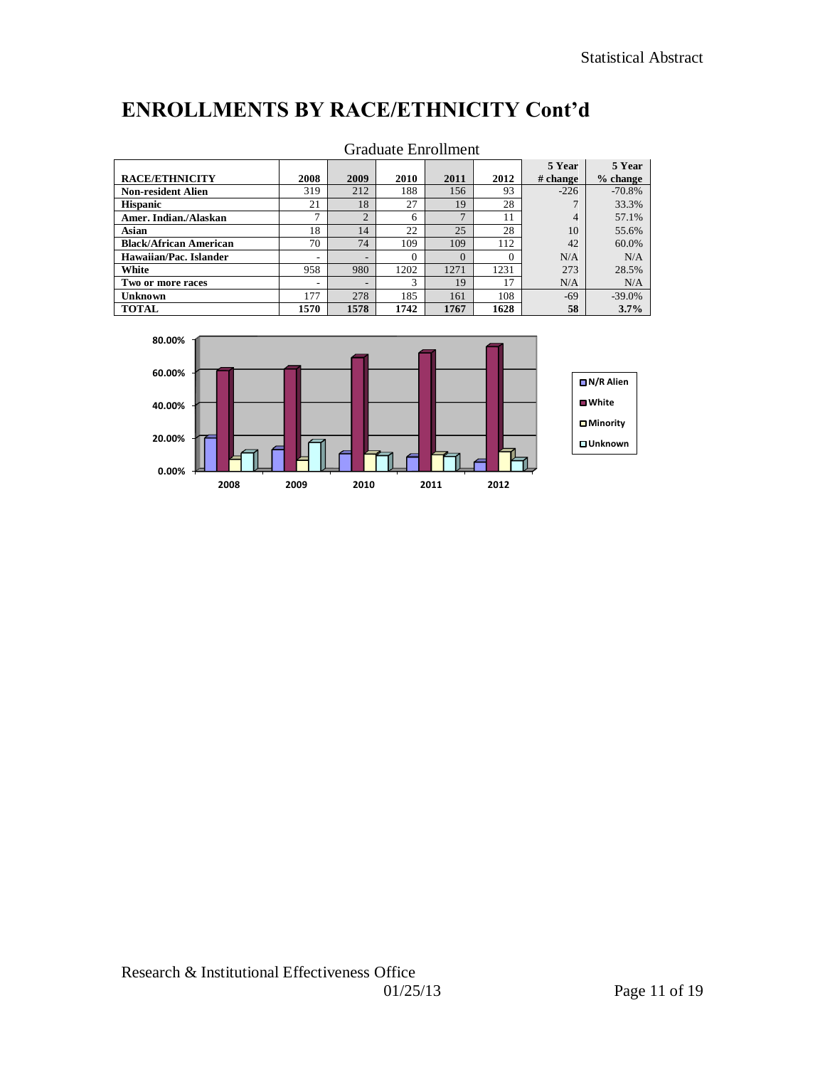# ENROLLMENTS BY RACE/ETHNICITY Cont'd

Graduate Enrollment

| RACE/ETHNICITY | 2008 | 2009 | 2010 | 2011 | 2012 | 5 Year # change | 5 Year % change |
|---|---|---|---|---|---|---|---|
| Non-resident Alien | 319 | 212 | 188 | 156 | 93 | -226 | -70.8% |
| Hispanic | 21 | 18 | 27 | 19 | 28 | 7 | 33.3% |
| Amer. Indian./Alaskan | 7 | 2 | 6 | 7 | 11 | 4 | 57.1% |
| Asian | 18 | 14 | 22 | 25 | 28 | 10 | 55.6% |
| Black/African American | 70 | 74 | 109 | 109 | 112 | 42 | 60.0% |
| Hawaiian/Pac. Islander | - | - | 0 | 0 | 0 | N/A | N/A |
| White | 958 | 980 | 1202 | 1271 | 1231 | 273 | 28.5% |
| Two or more races | - | - | 3 | 19 | 17 | N/A | N/A |
| Unknown | 177 | 278 | 185 | 161 | 108 | -69 | -39.0% |
| **TOTAL** | **1570** | **1578** | **1742** | **1767** | **1628** | **58** | **3.7%** |

Research & Institutional Effectiveness Office
01/25/13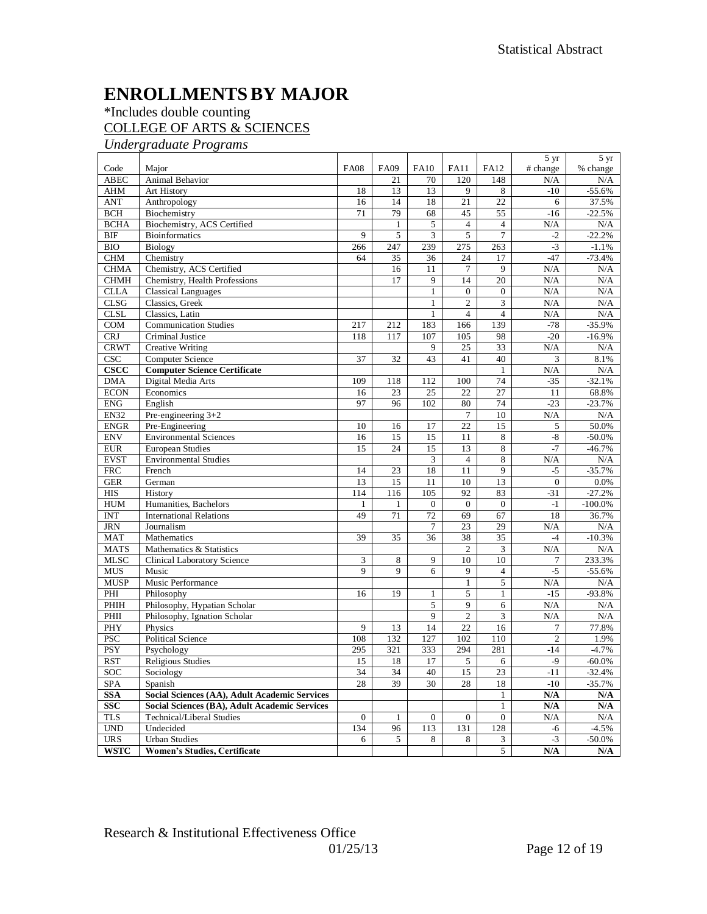# ENROLLMENTS BY MAJOR

*Includes double counting

COLLEGE OF ARTS & SCIENCES

*Undergraduate Programs*

| Code | Major | FA08 | FA09 | FA10 | FA11 | FA12 | 5 yr # change | 5 yr % change |
|---|---|---|---|---|---|---|---|---|
| ABEC | Animal Behavior | | 21 | 70 | 120 | 148 | N/A | N/A |
| AHM | Art History | 18 | 13 | 13 | 9 | 8 | -10 | -55.6% |
| ANT | Anthropology | 16 | 14 | 18 | 21 | 22 | 6 | 37.5% |
| BCH | Biochemistry | 71 | 79 | 68 | 45 | 55 | -16 | -22.5% |
| BCHA | Biochemistry, ACS Certified | | 1 | 5 | 4 | 4 | N/A | N/A |
| BIF | Bioinformatics | 9 | 5 | 3 | 5 | 7 | -2 | -22.2% |
| BIO | Biology | 266 | 247 | 239 | 275 | 263 | -3 | -1.1% |
| CHM | Chemistry | 64 | 35 | 36 | 24 | 17 | -47 | -73.4% |
| CHMA | Chemistry, ACS Certified | | 16 | 11 | 7 | 9 | N/A | N/A |
| CHMH | Chemistry, Health Professions | | 17 | 9 | 14 | 20 | N/A | N/A |
| CLLA | Classical Languages | | | 1 | 0 | 0 | N/A | N/A |
| CLSG | Classics, Greek | | | 1 | 2 | 3 | N/A | N/A |
| CLSL | Classics, Latin | | | 1 | 4 | 4 | N/A | N/A |
| COM | Communication Studies | 217 | 212 | 183 | 166 | 139 | -78 | -35.9% |
| CRJ | Criminal Justice | 118 | 117 | 107 | 105 | 98 | -20 | -16.9% |
| CRWT | Creative Writing | | | 9 | 25 | 33 | N/A | N/A |
| CSC | Computer Science | 37 | 32 | 43 | 41 | 40 | 3 | 8.1% |
| **CSCC** | **Computer Science Certificate** | | | | | 1 | N/A | N/A |
| DMA | Digital Media Arts | 109 | 118 | 112 | 100 | 74 | -35 | -32.1% |
| ECON | Economics | 16 | 23 | 25 | 22 | 27 | 11 | 68.8% |
| ENG | English | 97 | 96 | 102 | 80 | 74 | -23 | -23.7% |
| EN32 | Pre-engineering 3+2 | | | | 7 | 10 | N/A | N/A |
| ENGR | Pre-Engineering | 10 | 16 | 17 | 22 | 15 | 5 | 50.0% |
| ENV | Environmental Sciences | 16 | 15 | 15 | 11 | 8 | -8 | -50.0% |
| EUR | European Studies | 15 | 24 | 15 | 13 | 8 | -7 | -46.7% |
| EVST | Environmental Studies | | | 3 | 4 | 8 | N/A | N/A |
| FRC | French | 14 | 23 | 18 | 11 | 9 | -5 | -35.7% |
| GER | German | 13 | 15 | 11 | 10 | 13 | 0 | 0.0% |
| HIS | History | 114 | 116 | 105 | 92 | 83 | -31 | -27.2% |
| HUM | Humanities, Bachelors | 1 | 1 | 0 | 0 | 0 | -1 | -100.0% |
| INT | International Relations | 49 | 71 | 72 | 69 | 67 | 18 | 36.7% |
| JRN | Journalism | | | 7 | 23 | 29 | N/A | N/A |
| MAT | Mathematics | 39 | 35 | 36 | 38 | 35 | -4 | -10.3% |
| MATS | Mathematics & Statistics | | | | 2 | 3 | N/A | N/A |
| MLSC | Clinical Laboratory Science | 3 | 8 | 9 | 10 | 10 | 7 | 233.3% |
| MUS | Music | 9 | 9 | 6 | 9 | 4 | -5 | -55.6% |
| MUSP | Music Performance | | | | 1 | 5 | N/A | N/A |
| PHI | Philosophy | 16 | 19 | 1 | 5 | 1 | -15 | -93.8% |
| PHIH | Philosophy, Hypatian Scholar | | | 5 | 9 | 6 | N/A | N/A |
| PHII | Philosophy, Ignation Scholar | | | 9 | 2 | 3 | N/A | N/A |
| PHY | Physics | 9 | 13 | 14 | 22 | 16 | 7 | 77.8% |
| PSC | Political Science | 108 | 132 | 127 | 102 | 110 | 2 | 1.9% |
| PSY | Psychology | 295 | 321 | 333 | 294 | 281 | -14 | -4.7% |
| RST | Religious Studies | 15 | 18 | 17 | 5 | 6 | -9 | -60.0% |
| SOC | Sociology | 34 | 34 | 40 | 15 | 23 | -11 | -32.4% |
| SPA | Spanish | 28 | 39 | 30 | 28 | 18 | -10 | -35.7% |
| **SSA** | **Social Sciences (AA), Adult Academic Services** | | | | | 1 | **N/A** | **N/A** |
| **SSC** | **Social Sciences (BA), Adult Academic Services** | | | | | 1 | **N/A** | **N/A** |
| TLS | Technical/Liberal Studies | 0 | 1 | 0 | 0 | 0 | N/A | N/A |
| UND | Undecided | 134 | 96 | 113 | 131 | 128 | -6 | -4.5% |
| URS | Urban Studies | 6 | 5 | 8 | 8 | 3 | -3 | -50.0% |
| **WSTC** | **Women's Studies, Certificate** | | | | | 5 | **N/A** | **N/A** |

Research & Institutional Effectiveness Office

01/25/13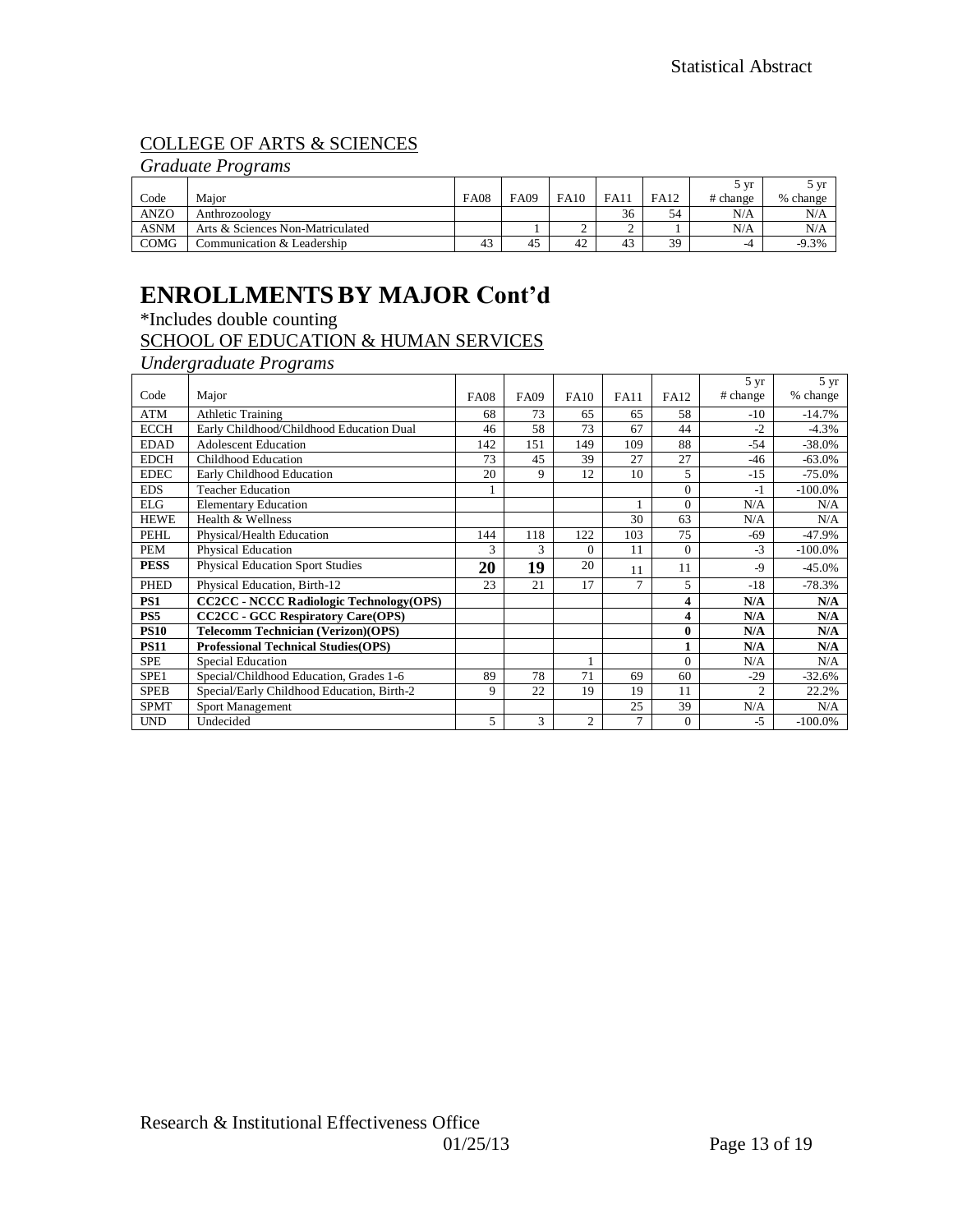## COLLEGE OF ARTS & SCIENCES

*Graduate Programs*

| Code | Major | FA08 | FA09 | FA10 | FA11 | FA12 | 5 yr # change | 5 yr % change |
|---|---|---|---|---|---|---|---|---|
| ANZO | Anthrozoology | | | | 36 | 54 | N/A | N/A |
| ASNM | Arts & Sciences Non-Matriculated | | 1 | 2 | 2 | 1 | N/A | N/A |
| COMG | Communication & Leadership | 43 | 45 | 42 | 43 | 39 | -4 | -9.3% |

# ENROLLMENTS BY MAJOR Cont'd

*Includes double counting

SCHOOL OF EDUCATION & HUMAN SERVICES

*Undergraduate Programs*

| Code | Major | FA08 | FA09 | FA10 | FA11 | FA12 | 5 yr # change | 5 yr % change |
|---|---|---|---|---|---|---|---|---|
| ATM | Athletic Training | 68 | 73 | 65 | 65 | 58 | -10 | -14.7% |
| ECCH | Early Childhood/Childhood Education Dual | 46 | 58 | 73 | 67 | 44 | -2 | -4.3% |
| EDAD | Adolescent Education | 142 | 151 | 149 | 109 | 88 | -54 | -38.0% |
| EDCH | Childhood Education | 73 | 45 | 39 | 27 | 27 | -46 | -63.0% |
| EDEC | Early Childhood Education | 20 | 9 | 12 | 10 | 5 | -15 | -75.0% |
| EDS | Teacher Education | 1 | | | | 0 | -1 | -100.0% |
| ELG | Elementary Education | | | | 1 | 0 | N/A | N/A |
| HEWE | Health & Wellness | | | | 30 | 63 | N/A | N/A |
| PEHL | Physical/Health Education | 144 | 118 | 122 | 103 | 75 | -69 | -47.9% |
| PEM | Physical Education | 3 | 3 | 0 | 11 | 0 | -3 | -100.0% |
| **PESS** | Physical Education Sport Studies | **20** | **19** | 20 | 11 | 11 | -9 | -45.0% |
| PHED | Physical Education, Birth-12 | 23 | 21 | 17 | 7 | 5 | -18 | -78.3% |
| **PS1** | **CC2CC - NCCC Radiologic Technology(OPS)** | | | | | **4** | **N/A** | **N/A** |
| **PS5** | **CC2CC - GCC Respiratory Care(OPS)** | | | | | **4** | **N/A** | **N/A** |
| **PS10** | **Telecomm Technician (Verizon)(OPS)** | | | | | **0** | **N/A** | **N/A** |
| **PS11** | **Professional Technical Studies(OPS)** | | | | | **1** | **N/A** | **N/A** |
| SPE | Special Education | | | 1 | | 0 | N/A | N/A |
| SPE1 | Special/Childhood Education, Grades 1-6 | 89 | 78 | 71 | 69 | 60 | -29 | -32.6% |
| SPEB | Special/Early Childhood Education, Birth-2 | 9 | 22 | 19 | 19 | 11 | 2 | 22.2% |
| SPMT | Sport Management | | | | 25 | 39 | N/A | N/A |
| UND | Undecided | 5 | 3 | 2 | 7 | 0 | -5 | -100.0% |

Research & Institutional Effectiveness Office
01/25/13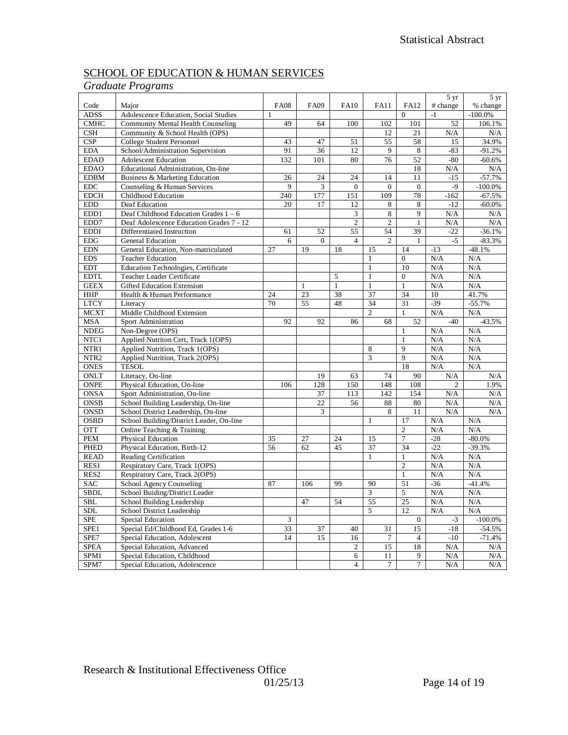## SCHOOL OF EDUCATION & HUMAN SERVICES

*Graduate Programs*

| Code | Major | FA08 | FA09 | FA10 | FA11 | FA12 | 5 yr # change | 5 yr % change |
|---|---|---|---|---|---|---|---|---|
| ADSS | Adolescence Education, Social Studies | 1 | | | | 0 | -1 | -100.0% |
| CMHC | Community Mental Health Counseling | 49 | 64 | 100 | 102 | 101 | 52 | 106.1% |
| CSH | Community & School Health (OPS) | | | | 12 | 21 | N/A | N/A |
| CSP | College Student Personnel | 43 | 47 | 51 | 55 | 58 | 15 | 34.9% |
| EDA | School/Administration Supervision | 91 | 36 | 12 | 9 | 8 | -83 | -91.2% |
| EDAD | Adolescent Education | 132 | 101 | 80 | 76 | 52 | -80 | -60.6% |
| EDAO | Educational Administration, On-line | | | | | 18 | N/A | N/A |
| EDBM | Business & Marketing Education | 26 | 24 | 24 | 14 | 11 | -15 | -57.7% |
| EDC | Counseling & Human Services | 9 | 3 | 0 | 0 | 0 | -9 | -100.0% |
| EDCH | Childhood Education | 240 | 177 | 151 | 109 | 78 | -162 | -67.5% |
| EDD | Deaf Education | 20 | 17 | 12 | 8 | 8 | -12 | -60.0% |
| EDD1 | Deaf Childhood Education Grades 1 – 6 | | | 3 | 8 | 9 | N/A | N/A |
| EDD7 | Deaf Adolescence Education Grades 7 - 12 | | | 2 | 2 | 1 | N/A | N/A |
| EDDI | Differentiated Instruction | 61 | 52 | 55 | 54 | 39 | -22 | -36.1% |
| EDG | General Education | 6 | 0 | 4 | 2 | 1 | -5 | -83.3% |
| EDN | General Education, Non-matriculated | 27 | 19 | 18 | 15 | 14 | -13 | -48.1% |
| EDS | Teacher Education | | | | 1 | 0 | N/A | N/A |
| EDT | Education Technologies, Certificate | | | | 1 | 10 | N/A | N/A |
| EDTL | Teacher Leader Certificate | | | 5 | 1 | 0 | N/A | N/A |
| GEEX | Gifted Education Extension | | 1 | 1 | 1 | 1 | N/A | N/A |
| HHP | Health & Human Performance | 24 | 23 | 38 | 37 | 34 | 10 | 41.7% |
| LTCY | Literacy | 70 | 55 | 48 | 34 | 31 | -39 | -55.7% |
| MCXT | Middle Childhood Extension | | | | 2 | 1 | N/A | N/A |
| MSA | Sport Administration | 92 | 92 | 86 | 68 | 52 | -40 | -43.5% |
| NDEG | Non-Degree (OPS) | | | | | 1 | N/A | N/A |
| NTC1 | Applied Nutriton Cert, Track 1(OPS) | | | | | 1 | N/A | N/A |
| NTR1 | Applied Nutrition, Track 1(OPS) | | | | 8 | 9 | N/A | N/A |
| NTR2 | Applied Nutrition, Track 2(OPS) | | | | 3 | 9 | N/A | N/A |
| ONES | TESOL | | | | | 18 | N/A | N/A |
| ONLT | Literacy, On-line | | 19 | 63 | 74 | 90 | N/A | N/A |
| ONPE | Physical Education, On-line | 106 | 128 | 150 | 148 | 108 | 2 | 1.9% |
| ONSA | Sport Administration, On-line | | 37 | 113 | 142 | 154 | N/A | N/A |
| ONSB | School Building Leadership, On-line | | 22 | 56 | 88 | 80 | N/A | N/A |
| ONSD | School District Leadership, On-line | | 3 | | 8 | 11 | N/A | N/A |
| OSBD | School Building/District Leader, On-line | | | | 1 | 17 | N/A | N/A |
| OTT | Online Teaching & Training | | | | | 2 | N/A | N/A |
| PEM | Physical Education | 35 | 27 | 24 | 15 | 7 | -28 | -80.0% |
| PHED | Physical Education, Birth-12 | 56 | 62 | 45 | 37 | 34 | -22 | -39.3% |
| READ | Reading Certification | | | | 1 | 1 | N/A | N/A |
| RES1 | Respiratory Care, Track 1(OPS) | | | | | 2 | N/A | N/A |
| RES2 | Respiratory Care, Track 2(OPS) | | | | | 1 | N/A | N/A |
| SAC | School Agency Counseling | 87 | 106 | 99 | 90 | 51 | -36 | -41.4% |
| SBDL | School Buiding/District Leader | | | | 3 | 5 | N/A | N/A |
| SBL | School Building Leadership | | 47 | 54 | 55 | 25 | N/A | N/A |
| SDL | School District Leadership | | | | 5 | 12 | N/A | N/A |
| SPE | Special Education | 3 | | | | 0 | -3 | -100.0% |
| SPE1 | Special Ed/Childhood Ed, Grades 1-6 | 33 | 37 | 40 | 31 | 15 | -18 | -54.5% |
| SPE7 | Special Education, Adolescent | 14 | 15 | 16 | 7 | 4 | -10 | -71.4% |
| SPEA | Special Education, Advanced | | | 2 | 15 | 18 | N/A | N/A |
| SPM1 | Special Education, Childhood | | | 6 | 11 | 9 | N/A | N/A |
| SPM7 | Special Education, Adolescence | | | 4 | 7 | 7 | N/A | N/A |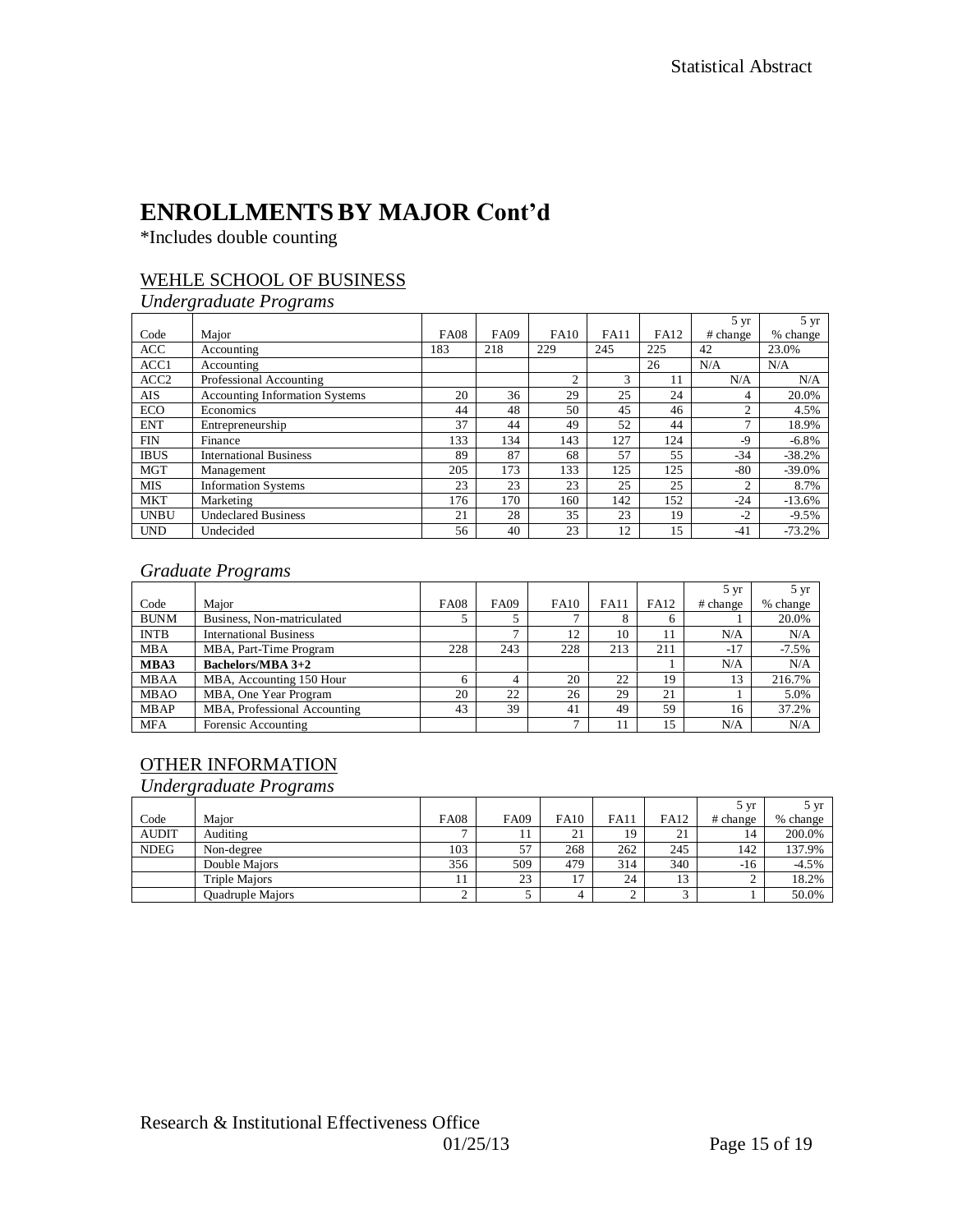# ENROLLMENTS BY MAJOR Cont'd

*Includes double counting

## WEHLE SCHOOL OF BUSINESS

### *Undergraduate Programs*

| Code | Major | FA08 | FA09 | FA10 | FA11 | FA12 | 5 yr # change | 5 yr % change |
|---|---|---|---|---|---|---|---|---|
| ACC | Accounting | 183 | 218 | 229 | 245 | 225 | 42 | 23.0% |
| ACC1 | Accounting | | | | | 26 | N/A | N/A |
| ACC2 | Professional Accounting | | | 2 | 3 | 11 | N/A | N/A |
| AIS | Accounting Information Systems | 20 | 36 | 29 | 25 | 24 | 4 | 20.0% |
| ECO | Economics | 44 | 48 | 50 | 45 | 46 | 2 | 4.5% |
| ENT | Entrepreneurship | 37 | 44 | 49 | 52 | 44 | 7 | 18.9% |
| FIN | Finance | 133 | 134 | 143 | 127 | 124 | -9 | -6.8% |
| IBUS | International Business | 89 | 87 | 68 | 57 | 55 | -34 | -38.2% |
| MGT | Management | 205 | 173 | 133 | 125 | 125 | -80 | -39.0% |
| MIS | Information Systems | 23 | 23 | 23 | 25 | 25 | 2 | 8.7% |
| MKT | Marketing | 176 | 170 | 160 | 142 | 152 | -24 | -13.6% |
| UNBU | Undeclared Business | 21 | 28 | 35 | 23 | 19 | -2 | -9.5% |
| UND | Undecided | 56 | 40 | 23 | 12 | 15 | -41 | -73.2% |

### *Graduate Programs*

| Code | Major | FA08 | FA09 | FA10 | FA11 | FA12 | 5 yr # change | 5 yr % change |
|---|---|---|---|---|---|---|---|---|
| BUNM | Business, Non-matriculated | 5 | 5 | 7 | 8 | 6 | 1 | 20.0% |
| INTB | International Business | | 7 | 12 | 10 | 11 | N/A | N/A |
| MBA | MBA, Part-Time Program | 228 | 243 | 228 | 213 | 211 | -17 | -7.5% |
| **MBA3** | **Bachelors/MBA 3+2** | | | | | 1 | N/A | N/A |
| MBAA | MBA, Accounting 150 Hour | 6 | 4 | 20 | 22 | 19 | 13 | 216.7% |
| MBAO | MBA, One Year Program | 20 | 22 | 26 | 29 | 21 | 1 | 5.0% |
| MBAP | MBA, Professional Accounting | 43 | 39 | 41 | 49 | 59 | 16 | 37.2% |
| MFA | Forensic Accounting | | | 7 | 11 | 15 | N/A | N/A |

## OTHER INFORMATION

### *Undergraduate Programs*

| Code | Major | FA08 | FA09 | FA10 | FA11 | FA12 | 5 yr # change | 5 yr % change |
|---|---|---|---|---|---|---|---|---|
| AUDIT | Auditing | 7 | 11 | 21 | 19 | 21 | 14 | 200.0% |
| NDEG | Non-degree | 103 | 57 | 268 | 262 | 245 | 142 | 137.9% |
| | Double Majors | 356 | 509 | 479 | 314 | 340 | -16 | -4.5% |
| | Triple Majors | 11 | 23 | 17 | 24 | 13 | 2 | 18.2% |
| | Quadruple Majors | 2 | 5 | 4 | 2 | 3 | 1 | 50.0% |

Research & Institutional Effectiveness Office
01/25/13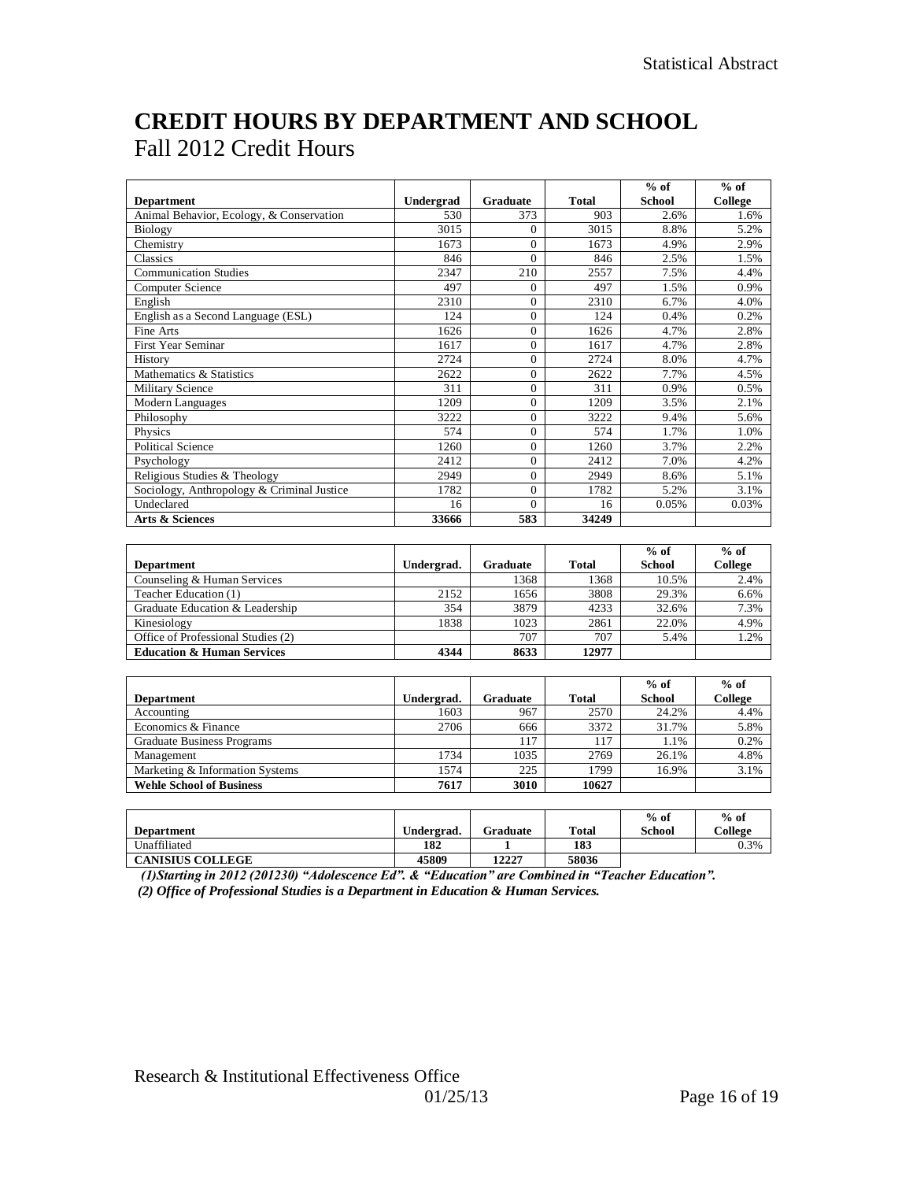# CREDIT HOURS BY DEPARTMENT AND SCHOOL

## Fall 2012 Credit Hours

| Department | Undergrad | Graduate | Total | % of School | % of College |
|---|---|---|---|---|---|
| Animal Behavior, Ecology, & Conservation | 530 | 373 | 903 | 2.6% | 1.6% |
| Biology | 3015 | 0 | 3015 | 8.8% | 5.2% |
| Chemistry | 1673 | 0 | 1673 | 4.9% | 2.9% |
| Classics | 846 | 0 | 846 | 2.5% | 1.5% |
| Communication Studies | 2347 | 210 | 2557 | 7.5% | 4.4% |
| Computer Science | 497 | 0 | 497 | 1.5% | 0.9% |
| English | 2310 | 0 | 2310 | 6.7% | 4.0% |
| English as a Second Language (ESL) | 124 | 0 | 124 | 0.4% | 0.2% |
| Fine Arts | 1626 | 0 | 1626 | 4.7% | 2.8% |
| First Year Seminar | 1617 | 0 | 1617 | 4.7% | 2.8% |
| History | 2724 | 0 | 2724 | 8.0% | 4.7% |
| Mathematics & Statistics | 2622 | 0 | 2622 | 7.7% | 4.5% |
| Military Science | 311 | 0 | 311 | 0.9% | 0.5% |
| Modern Languages | 1209 | 0 | 1209 | 3.5% | 2.1% |
| Philosophy | 3222 | 0 | 3222 | 9.4% | 5.6% |
| Physics | 574 | 0 | 574 | 1.7% | 1.0% |
| Political Science | 1260 | 0 | 1260 | 3.7% | 2.2% |
| Psychology | 2412 | 0 | 2412 | 7.0% | 4.2% |
| Religious Studies & Theology | 2949 | 0 | 2949 | 8.6% | 5.1% |
| Sociology, Anthropology & Criminal Justice | 1782 | 0 | 1782 | 5.2% | 3.1% |
| Undeclared | 16 | 0 | 16 | 0.05% | 0.03% |
| **Arts & Sciences** | **33666** | **583** | **34249** | | |

| Department | Undergrad. | Graduate | Total | % of School | % of College |
|---|---|---|---|---|---|
| Counseling & Human Services | | 1368 | 1368 | 10.5% | 2.4% |
| Teacher Education (1) | 2152 | 1656 | 3808 | 29.3% | 6.6% |
| Graduate Education & Leadership | 354 | 3879 | 4233 | 32.6% | 7.3% |
| Kinesiology | 1838 | 1023 | 2861 | 22.0% | 4.9% |
| Office of Professional Studies (2) | | 707 | 707 | 5.4% | 1.2% |
| **Education & Human Services** | **4344** | **8633** | **12977** | | |

| Department | Undergrad. | Graduate | Total | % of School | % of College |
|---|---|---|---|---|---|
| Accounting | 1603 | 967 | 2570 | 24.2% | 4.4% |
| Economics & Finance | 2706 | 666 | 3372 | 31.7% | 5.8% |
| Graduate Business Programs | | 117 | 117 | 1.1% | 0.2% |
| Management | 1734 | 1035 | 2769 | 26.1% | 4.8% |
| Marketing & Information Systems | 1574 | 225 | 1799 | 16.9% | 3.1% |
| **Wehle School of Business** | **7617** | **3010** | **10627** | | |

| Department | Undergrad. | Graduate | Total | % of School | % of College |
|---|---|---|---|---|---|
| Unaffiliated | **182** | **1** | **183** | | 0.3% |
| **CANISIUS COLLEGE** | **45809** | **12227** | **58036** | | |

***(1)Starting in 2012 (201230) "Adolescence Ed". & "Education" are Combined in "Teacher Education".***

***(2) Office of Professional Studies is a Department in Education & Human Services.***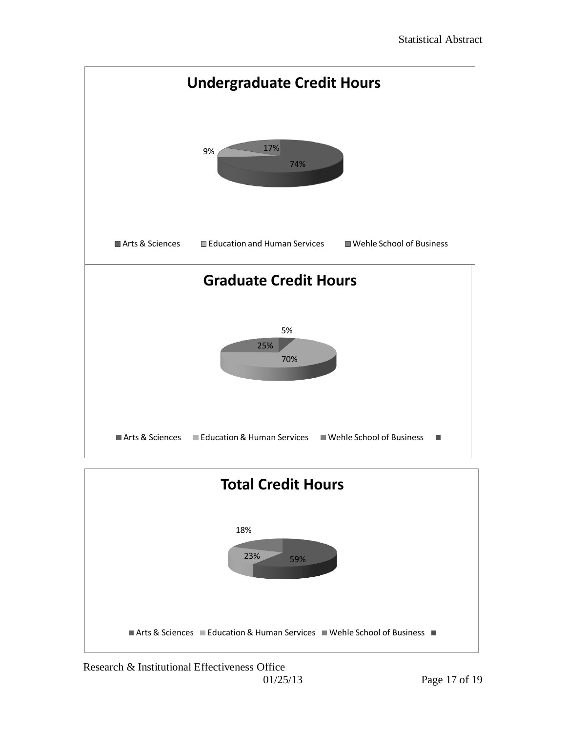**Undergraduate Credit Hours**

9%

17%

74%

Arts & Sciences | Education and Human Services | Wehle School of Business

**Graduate Credit Hours**

5%

25%

70%

Arts & Sciences | Education & Human Services | Wehle School of Business

**Total Credit Hours**

18%

23%

59%

Arts & Sciences | Education & Human Services | Wehle School of Business

Research & Institutional Effectiveness Office

01/25/13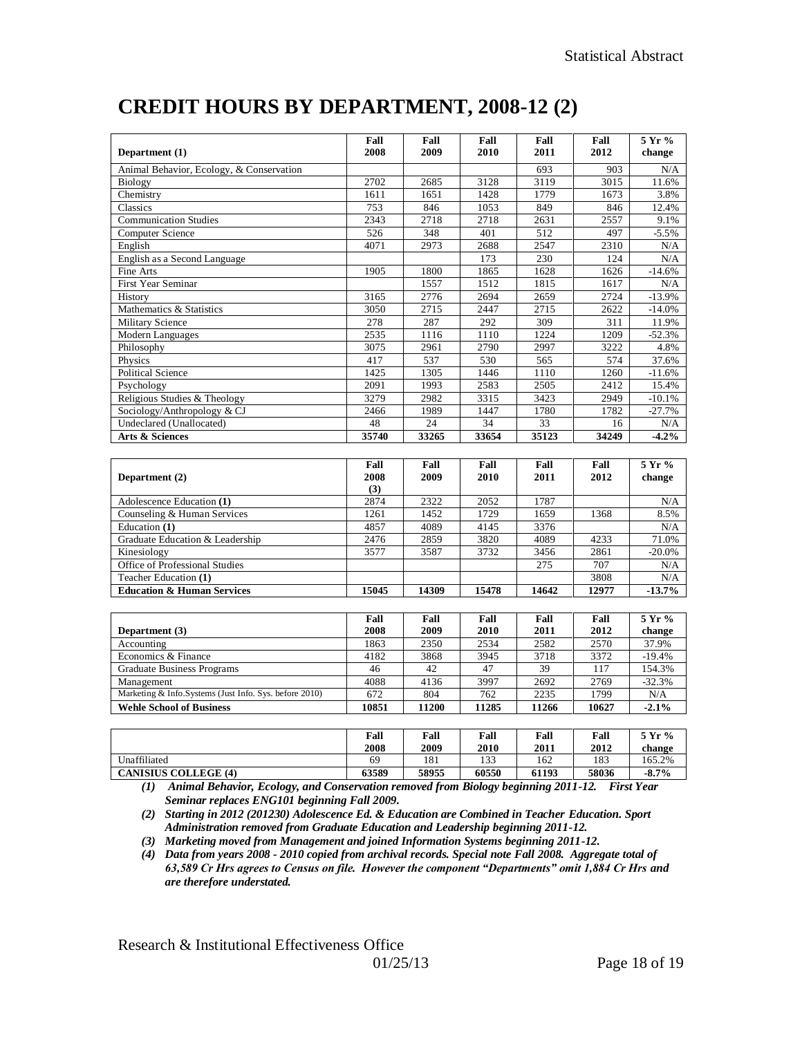# CREDIT HOURS BY DEPARTMENT, 2008-12 (2)

| Department (1) | Fall 2008 | Fall 2009 | Fall 2010 | Fall 2011 | Fall 2012 | 5 Yr % change |
|---|---|---|---|---|---|---|
| Animal Behavior, Ecology, & Conservation | | | | 693 | 903 | N/A |
| Biology | 2702 | 2685 | 3128 | 3119 | 3015 | 11.6% |
| Chemistry | 1611 | 1651 | 1428 | 1779 | 1673 | 3.8% |
| Classics | 753 | 846 | 1053 | 849 | 846 | 12.4% |
| Communication Studies | 2343 | 2718 | 2718 | 2631 | 2557 | 9.1% |
| Computer Science | 526 | 348 | 401 | 512 | 497 | -5.5% |
| English | 4071 | 2973 | 2688 | 2547 | 2310 | N/A |
| English as a Second Language | | | 173 | 230 | 124 | N/A |
| Fine Arts | 1905 | 1800 | 1865 | 1628 | 1626 | -14.6% |
| First Year Seminar | | 1557 | 1512 | 1815 | 1617 | N/A |
| History | 3165 | 2776 | 2694 | 2659 | 2724 | -13.9% |
| Mathematics & Statistics | 3050 | 2715 | 2447 | 2715 | 2622 | -14.0% |
| Military Science | 278 | 287 | 292 | 309 | 311 | 11.9% |
| Modern Languages | 2535 | 1116 | 1110 | 1224 | 1209 | -52.3% |
| Philosophy | 3075 | 2961 | 2790 | 2997 | 3222 | 4.8% |
| Physics | 417 | 537 | 530 | 565 | 574 | 37.6% |
| Political Science | 1425 | 1305 | 1446 | 1110 | 1260 | -11.6% |
| Psychology | 2091 | 1993 | 2583 | 2505 | 2412 | 15.4% |
| Religious Studies & Theology | 3279 | 2982 | 3315 | 3423 | 2949 | -10.1% |
| Sociology/Anthropology & CJ | 2466 | 1989 | 1447 | 1780 | 1782 | -27.7% |
| Undeclared (Unallocated) | 48 | 24 | 34 | 33 | 16 | N/A |
| **Arts & Sciences** | **35740** | **33265** | **33654** | **35123** | **34249** | **-4.2%** |

| Department (2) | Fall 2008 (3) | Fall 2009 | Fall 2010 | Fall 2011 | Fall 2012 | 5 Yr % change |
|---|---|---|---|---|---|---|
| Adolescence Education **(1)** | 2874 | 2322 | 2052 | 1787 | | N/A |
| Counseling & Human Services | 1261 | 1452 | 1729 | 1659 | 1368 | 8.5% |
| Education **(1)** | 4857 | 4089 | 4145 | 3376 | | N/A |
| Graduate Education & Leadership | 2476 | 2859 | 3820 | 4089 | 4233 | 71.0% |
| Kinesiology | 3577 | 3587 | 3732 | 3456 | 2861 | -20.0% |
| Office of Professional Studies | | | | 275 | 707 | N/A |
| Teacher Education **(1)** | | | | | 3808 | N/A |
| **Education & Human Services** | **15045** | **14309** | **15478** | **14642** | **12977** | **-13.7%** |

| Department (3) | Fall 2008 | Fall 2009 | Fall 2010 | Fall 2011 | Fall 2012 | 5 Yr % change |
|---|---|---|---|---|---|---|
| Accounting | 1863 | 2350 | 2534 | 2582 | 2570 | 37.9% |
| Economics & Finance | 4182 | 3868 | 3945 | 3718 | 3372 | -19.4% |
| Graduate Business Programs | 46 | 42 | 47 | 39 | 117 | 154.3% |
| Management | 4088 | 4136 | 3997 | 2692 | 2769 | -32.3% |
| Marketing & Info.Systems (Just Info. Sys. before 2010) | 672 | 804 | 762 | 2235 | 1799 | N/A |
| **Wehle School of Business** | **10851** | **11200** | **11285** | **11266** | **10627** | **-2.1%** |

| | Fall 2008 | Fall 2009 | Fall 2010 | Fall 2011 | Fall 2012 | 5 Yr % change |
|---|---|---|---|---|---|---|
| Unaffiliated | 69 | 181 | 133 | 162 | 183 | 165.2% |
| **CANISIUS COLLEGE (4)** | **63589** | **58955** | **60550** | **61193** | **58036** | **-8.7%** |

*(1) Animal Behavior, Ecology, and Conservation removed from Biology beginning 2011-12. First Year Seminar replaces ENG101 beginning Fall 2009.*

*(2) Starting in 2012 (201230) Adolescence Ed. & Education are Combined in Teacher Education. Sport Administration removed from Graduate Education and Leadership beginning 2011-12.*

*(3) Marketing moved from Management and joined Information Systems beginning 2011-12.*

*(4) Data from years 2008 - 2010 copied from archival records. Special note Fall 2008. Aggregate total of 63,589 Cr Hrs agrees to Census on file. However the component "Departments" omit 1,884 Cr Hrs and are therefore understated.*

Research & Institutional Effectiveness Office

01/25/13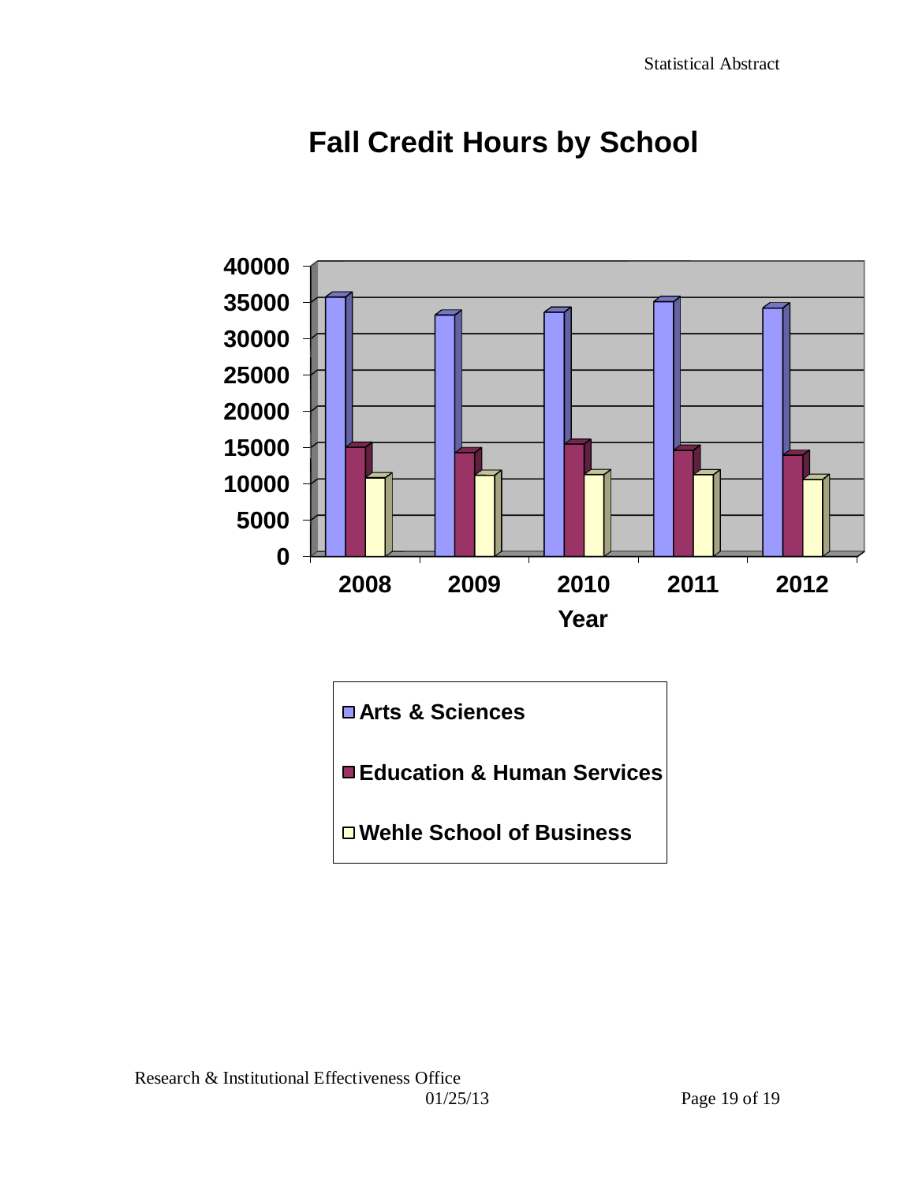# Fall Credit Hours by School

40000
35000
30000
25000
20000
15000
10000
5000
0

2008
2009
2010
2011
2012

Year

Arts & Sciences
Education & Human Services
Wehle School of Business